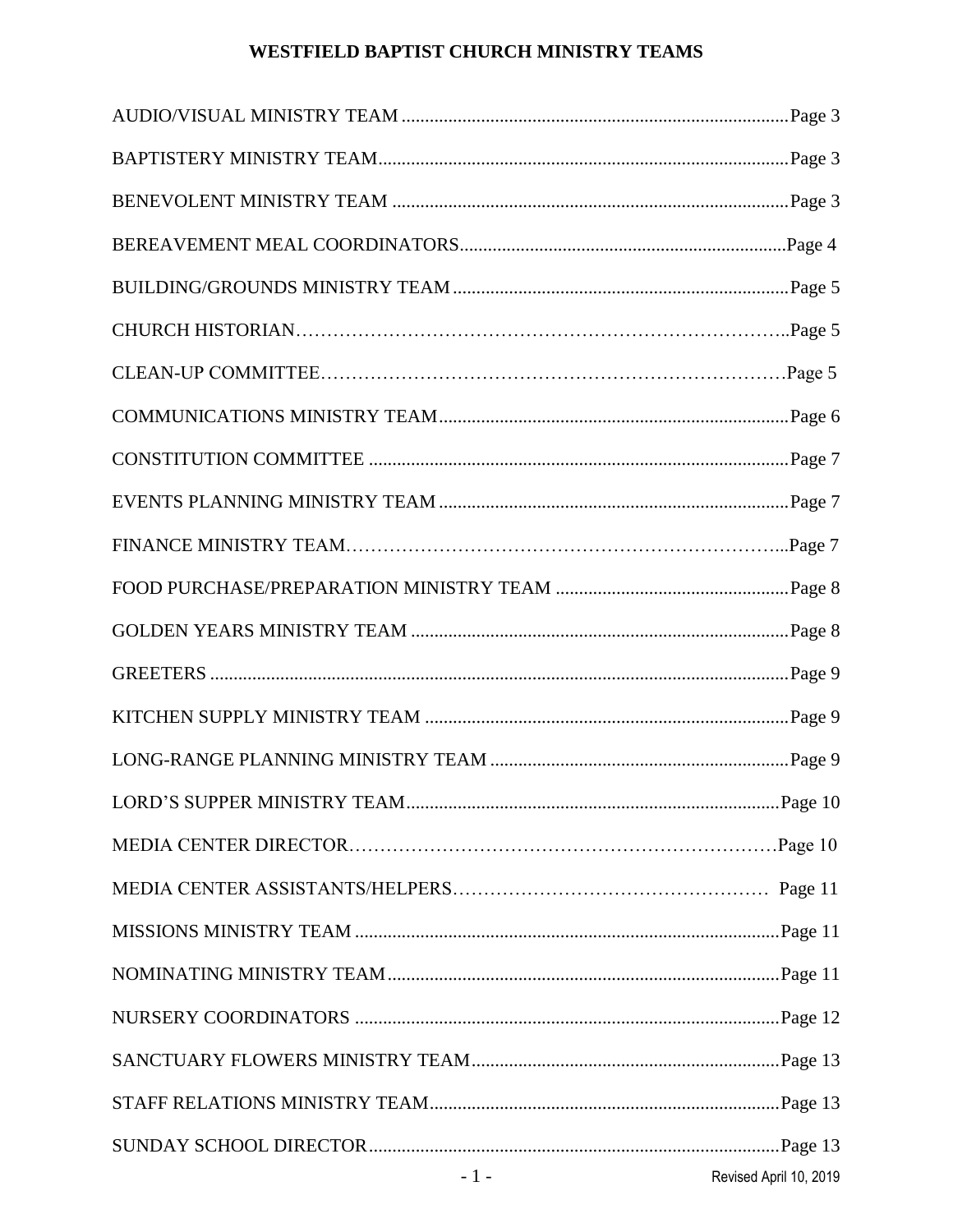# WESTFIELD BAPTIST CHURCH MINISTRY TEAMS

AUDIO/VISUAL MINISTRY TEAM .......................................................................................Page 3

BAPTISTERY MINISTRY TEAM.......................................................................................Page 3

BENEVOLENT MINISTRY TEAM .....................................................................................Page 3

BEREAVEMENT MEAL COORDINATORS.....................................................................Page 4

BUILDING/GROUNDS MINISTRY TEAM .......................................................................Page 5

CHURCH HISTORIAN…………………………………………………………………..Page 5

CLEAN-UP COMMITTEE…………………………………………………………………Page 5

COMMUNICATIONS MINISTRY TEAM...........................................................................Page 6

CONSTITUTION COMMITTEE .........................................................................................Page 7

EVENTS PLANNING MINISTRY TEAM ...........................................................................Page 7

FINANCE MINISTRY TEAM…………………………………………………………...Page 7

FOOD PURCHASE/PREPARATION MINISTRY TEAM ..................................................Page 8

GOLDEN YEARS MINISTRY TEAM .................................................................................Page 8

GREETERS ............................................................................................................................Page 9

KITCHEN SUPPLY MINISTRY TEAM ..............................................................................Page 9

LONG-RANGE PLANNING MINISTRY TEAM ................................................................Page 9

LORD'S SUPPER MINISTRY TEAM................................................................................Page 10

MEDIA CENTER DIRECTOR…………………………………………………………Page 10

MEDIA CENTER ASSISTANTS/HELPERS…………………………………………… Page 11

MISSIONS MINISTRY TEAM ...........................................................................................Page 11

NOMINATING MINISTRY TEAM....................................................................................Page 11

NURSERY COORDINATORS ............................................................................................Page 12

SANCTUARY FLOWERS MINISTRY TEAM..................................................................Page 13

STAFF RELATIONS MINISTRY TEAM...........................................................................Page 13

SUNDAY SCHOOL DIRECTOR........................................................................................Page 13

Revised April 10, 2019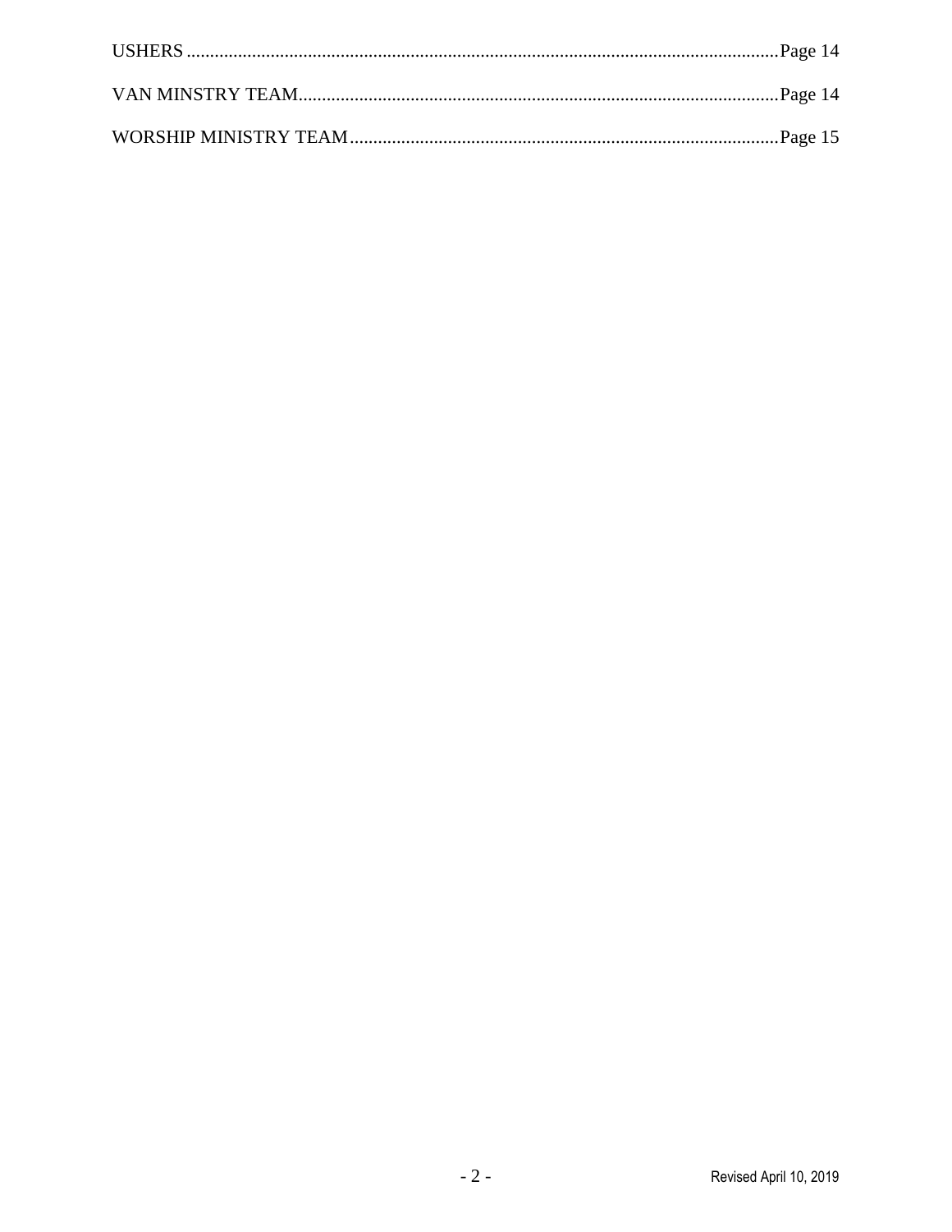USHERS ............................................................................................................................Page 14

VAN MINSTRY TEAM....................................................................................................Page 14

WORSHIP MINISTRY TEAM.........................................................................................Page 15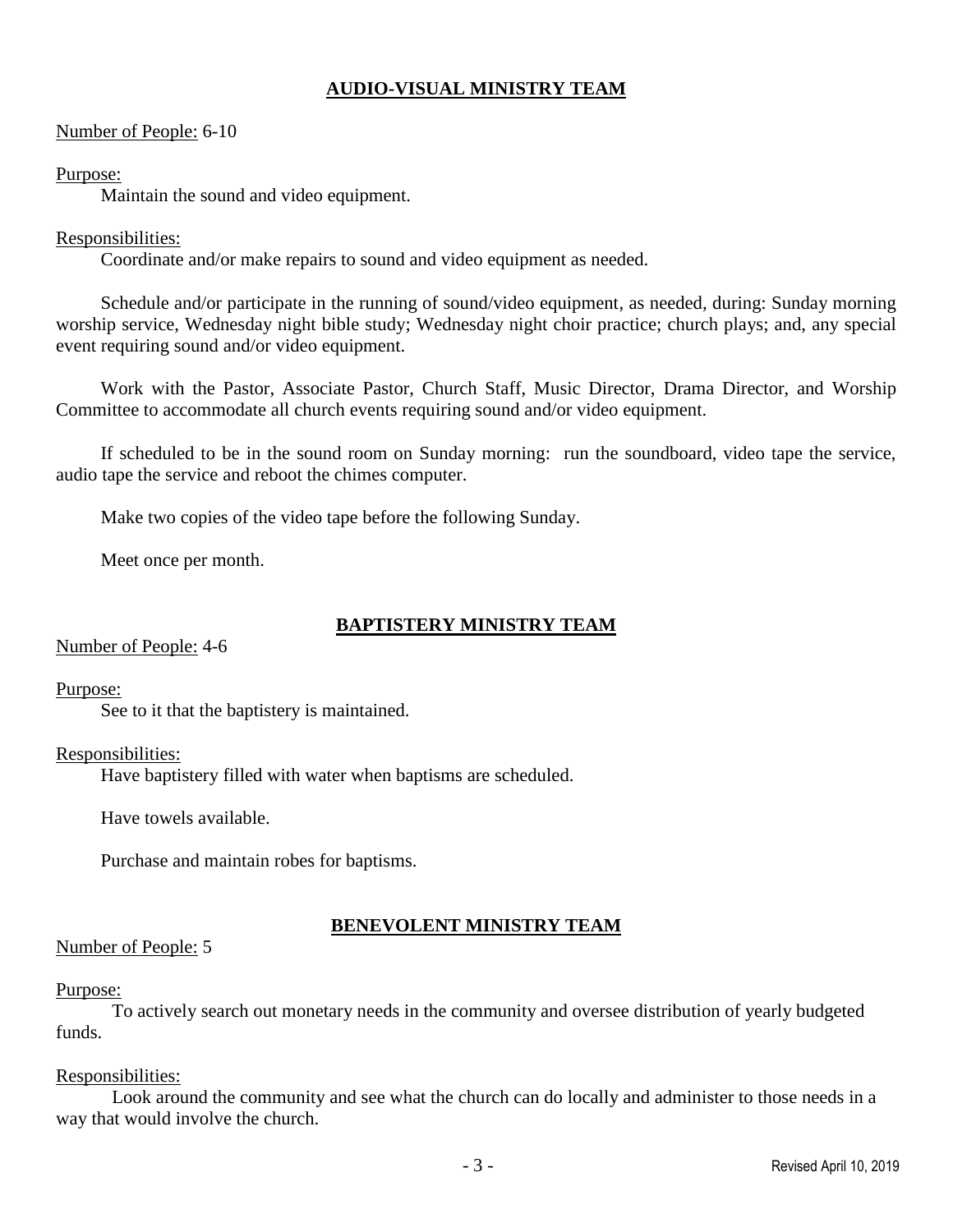## **AUDIO-VISUAL MINISTRY TEAM**

Number of People: 6-10

Purpose:

Maintain the sound and video equipment.

Responsibilities:

Coordinate and/or make repairs to sound and video equipment as needed.

Schedule and/or participate in the running of sound/video equipment, as needed, during: Sunday morning worship service, Wednesday night bible study; Wednesday night choir practice; church plays; and, any special event requiring sound and/or video equipment.

Work with the Pastor, Associate Pastor, Church Staff, Music Director, Drama Director, and Worship Committee to accommodate all church events requiring sound and/or video equipment.

If scheduled to be in the sound room on Sunday morning: run the soundboard, video tape the service, audio tape the service and reboot the chimes computer.

Make two copies of the video tape before the following Sunday.

Meet once per month.

## **BAPTISTERY MINISTRY TEAM**

Number of People: 4-6

Purpose:

See to it that the baptistery is maintained.

Responsibilities:

Have baptistery filled with water when baptisms are scheduled.

Have towels available.

Purchase and maintain robes for baptisms.

## **BENEVOLENT MINISTRY TEAM**

Number of People: 5

Purpose:

To actively search out monetary needs in the community and oversee distribution of yearly budgeted funds.

Responsibilities:

Look around the community and see what the church can do locally and administer to those needs in a way that would involve the church.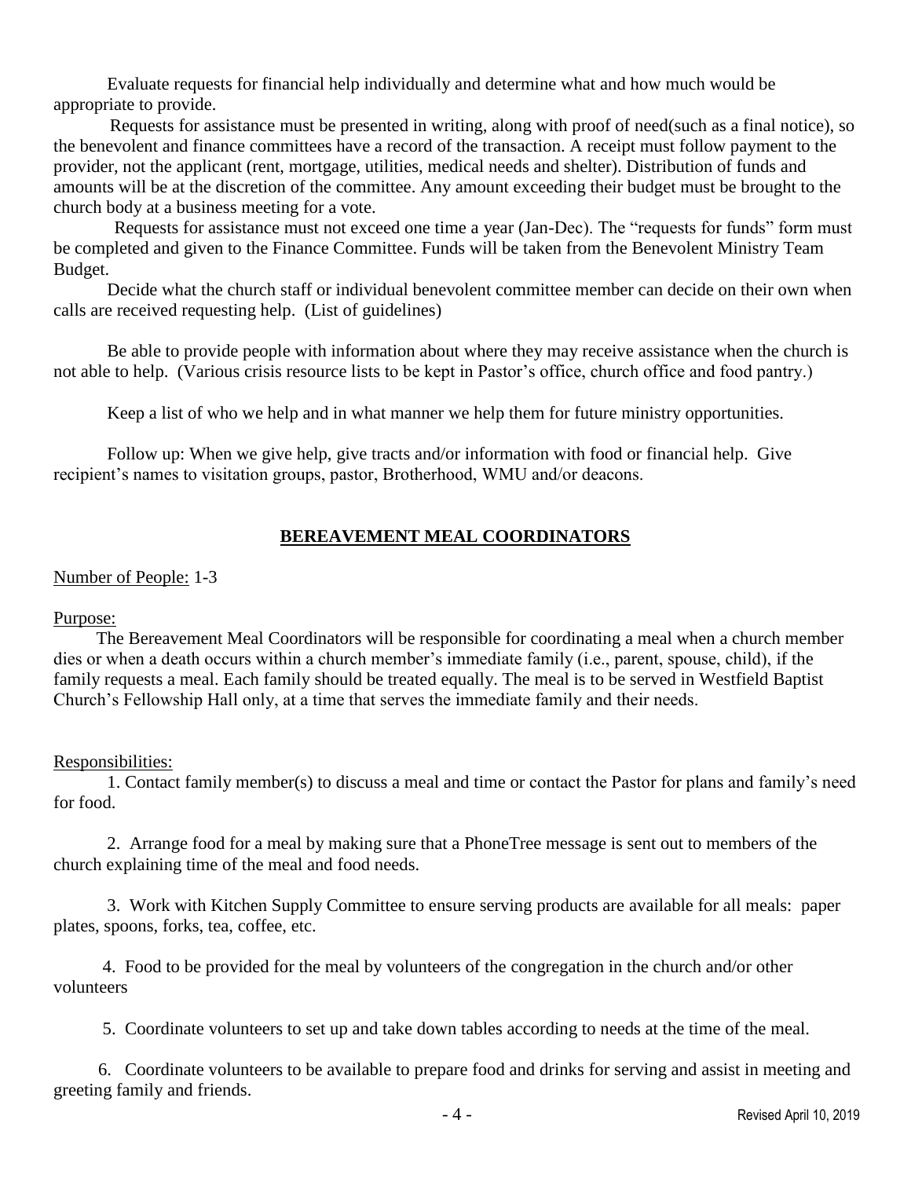Evaluate requests for financial help individually and determine what and how much would be appropriate to provide.

Requests for assistance must be presented in writing, along with proof of need(such as a final notice), so the benevolent and finance committees have a record of the transaction. A receipt must follow payment to the provider, not the applicant (rent, mortgage, utilities, medical needs and shelter). Distribution of funds and amounts will be at the discretion of the committee. Any amount exceeding their budget must be brought to the church body at a business meeting for a vote.

Requests for assistance must not exceed one time a year (Jan-Dec). The "requests for funds" form must be completed and given to the Finance Committee. Funds will be taken from the Benevolent Ministry Team Budget.

Decide what the church staff or individual benevolent committee member can decide on their own when calls are received requesting help. (List of guidelines)

Be able to provide people with information about where they may receive assistance when the church is not able to help. (Various crisis resource lists to be kept in Pastor's office, church office and food pantry.)

Keep a list of who we help and in what manner we help them for future ministry opportunities.

Follow up: When we give help, give tracts and/or information with food or financial help. Give recipient's names to visitation groups, pastor, Brotherhood, WMU and/or deacons.

## BEREAVEMENT MEAL COORDINATORS

Number of People: 1-3

Purpose:

The Bereavement Meal Coordinators will be responsible for coordinating a meal when a church member dies or when a death occurs within a church member's immediate family (i.e., parent, spouse, child), if the family requests a meal. Each family should be treated equally. The meal is to be served in Westfield Baptist Church's Fellowship Hall only, at a time that serves the immediate family and their needs.

Responsibilities:

1. Contact family member(s) to discuss a meal and time or contact the Pastor for plans and family's need for food.

2. Arrange food for a meal by making sure that a PhoneTree message is sent out to members of the church explaining time of the meal and food needs.

3. Work with Kitchen Supply Committee to ensure serving products are available for all meals: paper plates, spoons, forks, tea, coffee, etc.

4. Food to be provided for the meal by volunteers of the congregation in the church and/or other volunteers

5. Coordinate volunteers to set up and take down tables according to needs at the time of the meal.

6. Coordinate volunteers to be available to prepare food and drinks for serving and assist in meeting and greeting family and friends.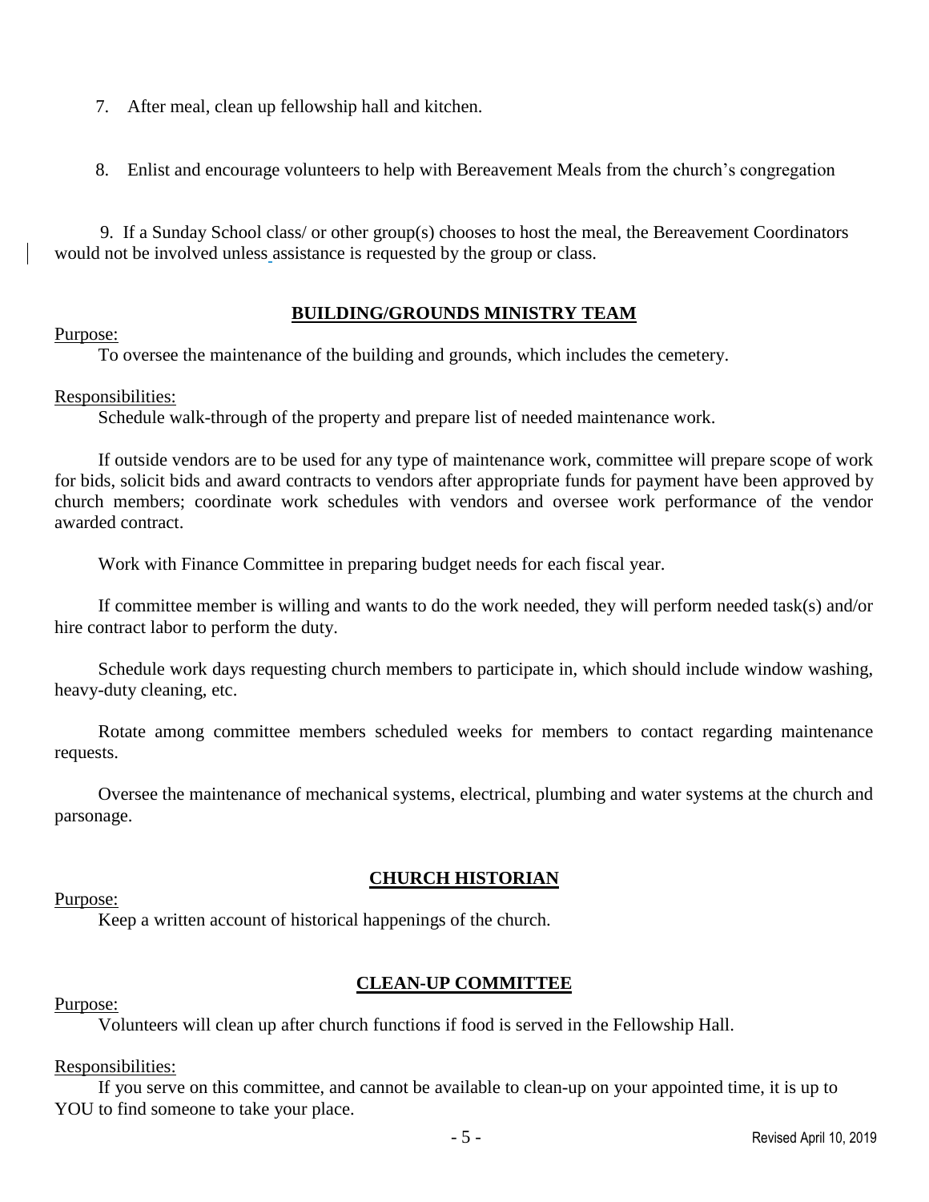7. After meal, clean up fellowship hall and kitchen.

8. Enlist and encourage volunteers to help with Bereavement Meals from the church's congregation

9. If a Sunday School class/ or other group(s) chooses to host the meal, the Bereavement Coordinators would not be involved unless assistance is requested by the group or class.

## BUILDING/GROUNDS MINISTRY TEAM

Purpose:

To oversee the maintenance of the building and grounds, which includes the cemetery.

Responsibilities:

Schedule walk-through of the property and prepare list of needed maintenance work.

If outside vendors are to be used for any type of maintenance work, committee will prepare scope of work for bids, solicit bids and award contracts to vendors after appropriate funds for payment have been approved by church members; coordinate work schedules with vendors and oversee work performance of the vendor awarded contract.

Work with Finance Committee in preparing budget needs for each fiscal year.

If committee member is willing and wants to do the work needed, they will perform needed task(s) and/or hire contract labor to perform the duty.

Schedule work days requesting church members to participate in, which should include window washing, heavy-duty cleaning, etc.

Rotate among committee members scheduled weeks for members to contact regarding maintenance requests.

Oversee the maintenance of mechanical systems, electrical, plumbing and water systems at the church and parsonage.

## CHURCH HISTORIAN

Purpose:

Keep a written account of historical happenings of the church.

## CLEAN-UP COMMITTEE

Purpose:

Volunteers will clean up after church functions if food is served in the Fellowship Hall.

Responsibilities:

If you serve on this committee, and cannot be available to clean-up on your appointed time, it is up to YOU to find someone to take your place.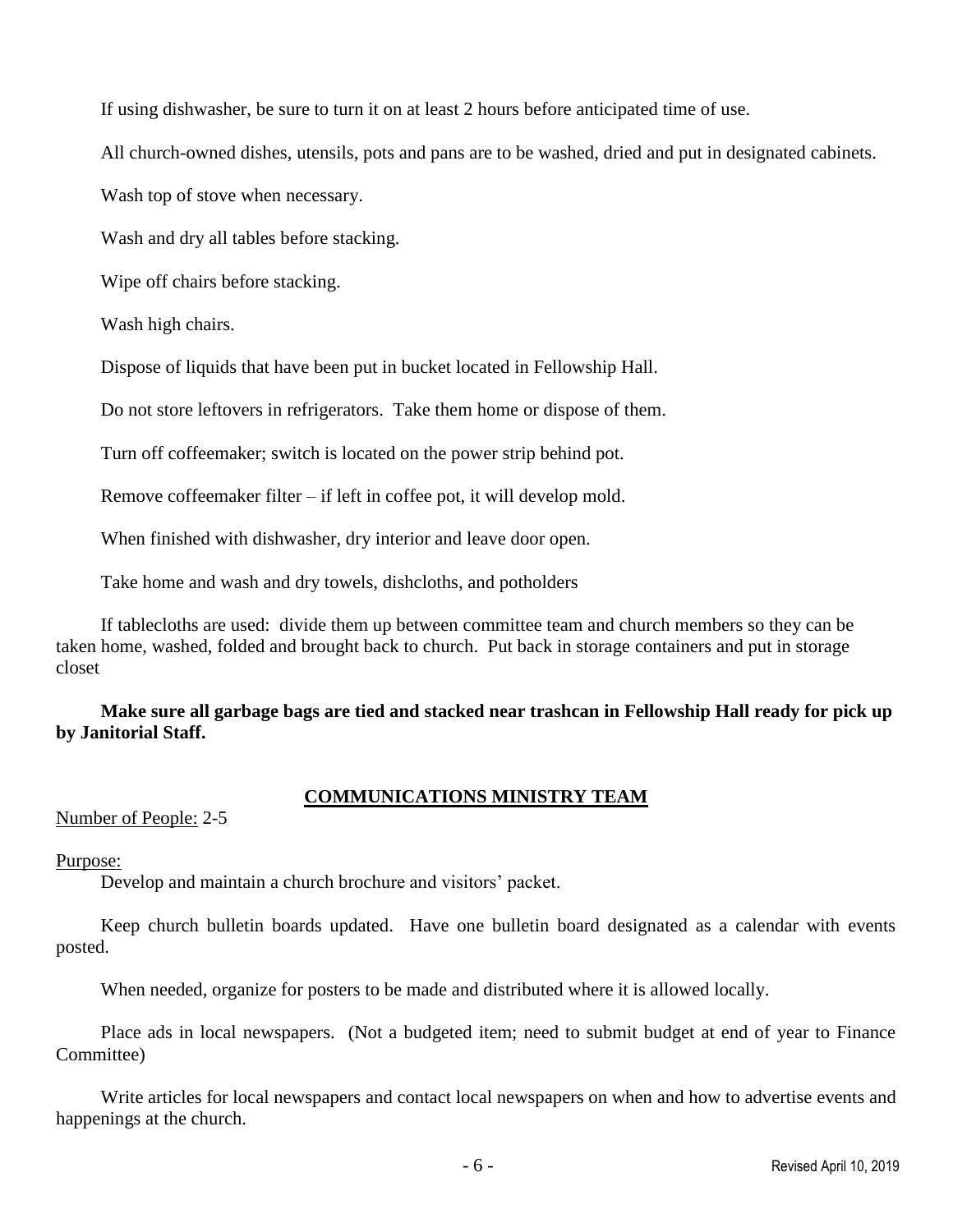If using dishwasher, be sure to turn it on at least 2 hours before anticipated time of use.

All church-owned dishes, utensils, pots and pans are to be washed, dried and put in designated cabinets.

Wash top of stove when necessary.

Wash and dry all tables before stacking.

Wipe off chairs before stacking.

Wash high chairs.

Dispose of liquids that have been put in bucket located in Fellowship Hall.

Do not store leftovers in refrigerators. Take them home or dispose of them.

Turn off coffeemaker; switch is located on the power strip behind pot.

Remove coffeemaker filter – if left in coffee pot, it will develop mold.

When finished with dishwasher, dry interior and leave door open.

Take home and wash and dry towels, dishcloths, and potholders

If tablecloths are used: divide them up between committee team and church members so they can be taken home, washed, folded and brought back to church. Put back in storage containers and put in storage closet

**Make sure all garbage bags are tied and stacked near trashcan in Fellowship Hall ready for pick up by Janitorial Staff.**

## COMMUNICATIONS MINISTRY TEAM

Number of People: 2-5

Purpose:

Develop and maintain a church brochure and visitors' packet.

Keep church bulletin boards updated. Have one bulletin board designated as a calendar with events posted.

When needed, organize for posters to be made and distributed where it is allowed locally.

Place ads in local newspapers. (Not a budgeted item; need to submit budget at end of year to Finance Committee)

Write articles for local newspapers and contact local newspapers on when and how to advertise events and happenings at the church.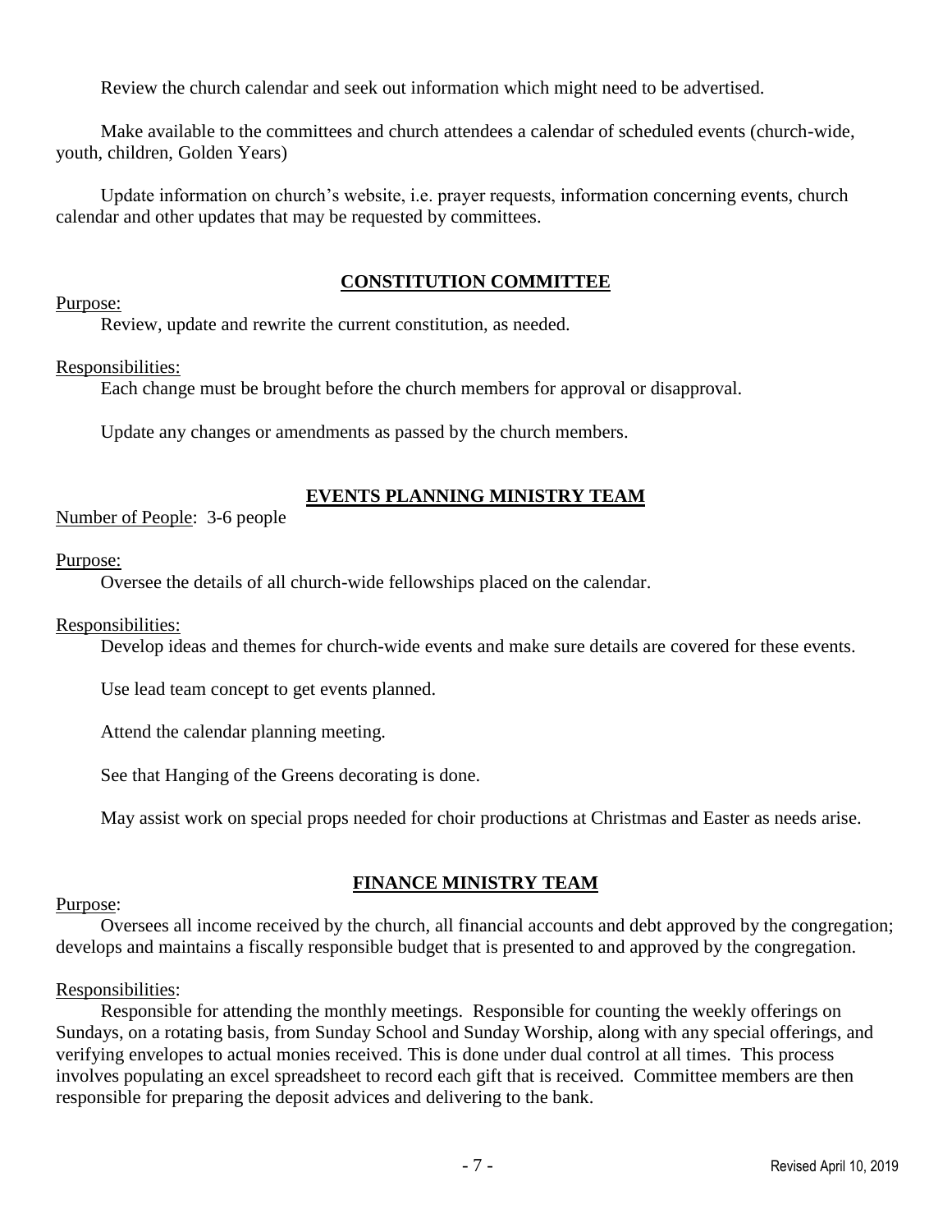Review the church calendar and seek out information which might need to be advertised.

Make available to the committees and church attendees a calendar of scheduled events (church-wide, youth, children, Golden Years)

Update information on church's website, i.e. prayer requests, information concerning events, church calendar and other updates that may be requested by committees.

## CONSTITUTION COMMITTEE

Purpose:

Review, update and rewrite the current constitution, as needed.

Responsibilities:

Each change must be brought before the church members for approval or disapproval.

Update any changes or amendments as passed by the church members.

## EVENTS PLANNING MINISTRY TEAM

Number of People: 3-6 people

Purpose:

Oversee the details of all church-wide fellowships placed on the calendar.

Responsibilities:

Develop ideas and themes for church-wide events and make sure details are covered for these events.

Use lead team concept to get events planned.

Attend the calendar planning meeting.

See that Hanging of the Greens decorating is done.

May assist work on special props needed for choir productions at Christmas and Easter as needs arise.

## FINANCE MINISTRY TEAM

Purpose:

Oversees all income received by the church, all financial accounts and debt approved by the congregation; develops and maintains a fiscally responsible budget that is presented to and approved by the congregation.

Responsibilities:

Responsible for attending the monthly meetings. Responsible for counting the weekly offerings on Sundays, on a rotating basis, from Sunday School and Sunday Worship, along with any special offerings, and verifying envelopes to actual monies received. This is done under dual control at all times. This process involves populating an excel spreadsheet to record each gift that is received. Committee members are then responsible for preparing the deposit advices and delivering to the bank.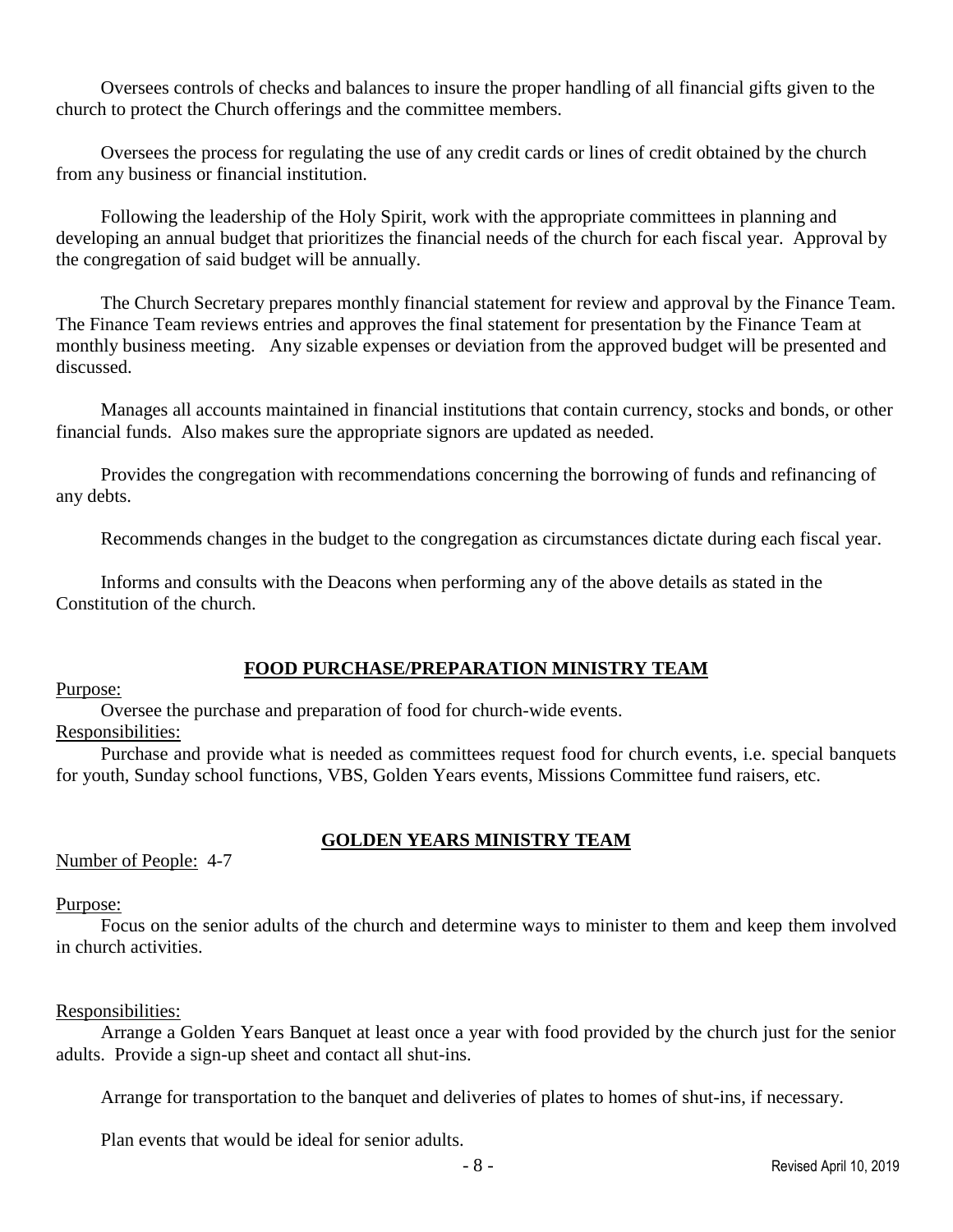Oversees controls of checks and balances to insure the proper handling of all financial gifts given to the church to protect the Church offerings and the committee members.

Oversees the process for regulating the use of any credit cards or lines of credit obtained by the church from any business or financial institution.

Following the leadership of the Holy Spirit, work with the appropriate committees in planning and developing an annual budget that prioritizes the financial needs of the church for each fiscal year. Approval by the congregation of said budget will be annually.

The Church Secretary prepares monthly financial statement for review and approval by the Finance Team. The Finance Team reviews entries and approves the final statement for presentation by the Finance Team at monthly business meeting. Any sizable expenses or deviation from the approved budget will be presented and discussed.

Manages all accounts maintained in financial institutions that contain currency, stocks and bonds, or other financial funds. Also makes sure the appropriate signors are updated as needed.

Provides the congregation with recommendations concerning the borrowing of funds and refinancing of any debts.

Recommends changes in the budget to the congregation as circumstances dictate during each fiscal year.

Informs and consults with the Deacons when performing any of the above details as stated in the Constitution of the church.

## FOOD PURCHASE/PREPARATION MINISTRY TEAM

Purpose:

Oversee the purchase and preparation of food for church-wide events.

Responsibilities:

Purchase and provide what is needed as committees request food for church events, i.e. special banquets for youth, Sunday school functions, VBS, Golden Years events, Missions Committee fund raisers, etc.

## GOLDEN YEARS MINISTRY TEAM

Number of People: 4-7

Purpose:

Focus on the senior adults of the church and determine ways to minister to them and keep them involved in church activities.

Responsibilities:

Arrange a Golden Years Banquet at least once a year with food provided by the church just for the senior adults. Provide a sign-up sheet and contact all shut-ins.

Arrange for transportation to the banquet and deliveries of plates to homes of shut-ins, if necessary.

Plan events that would be ideal for senior adults.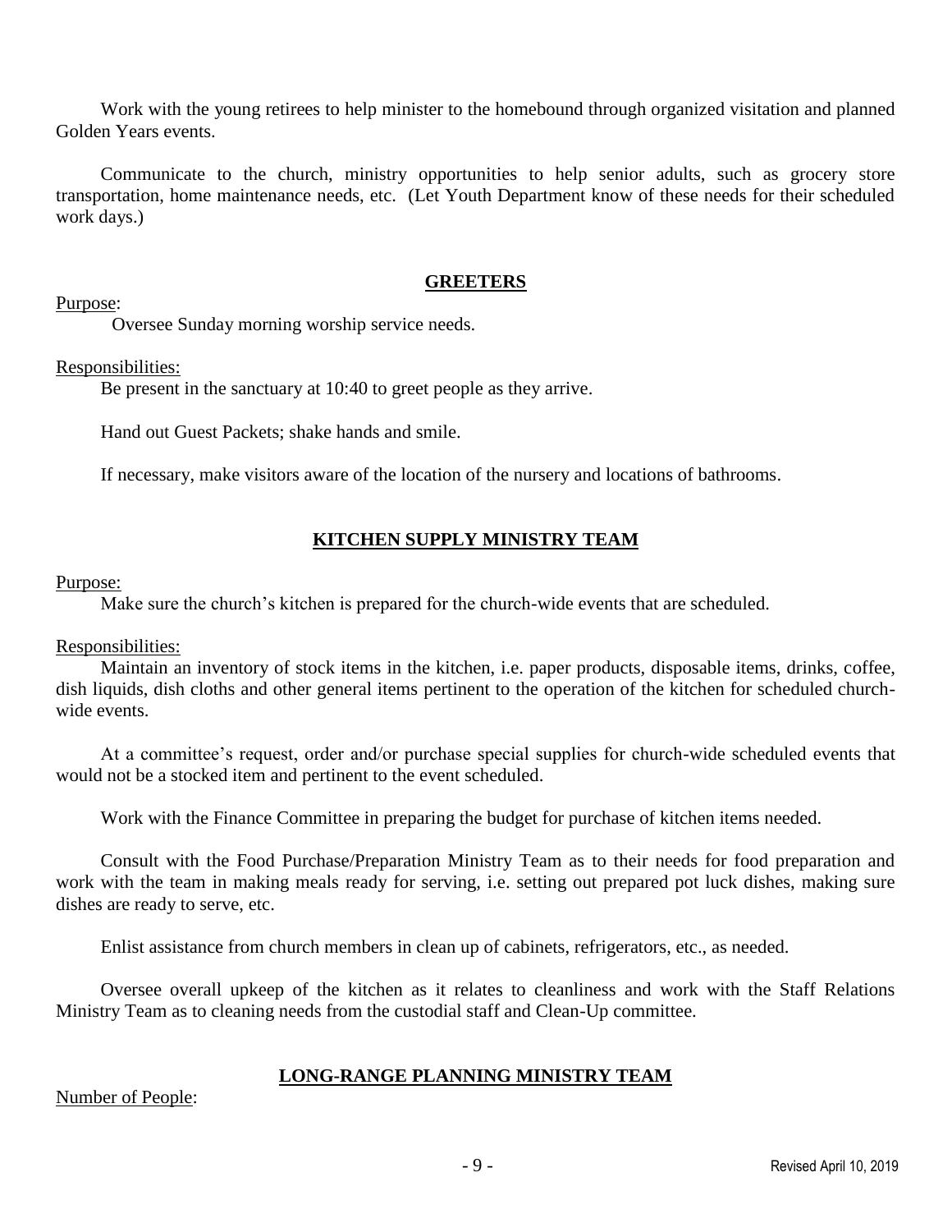Work with the young retirees to help minister to the homebound through organized visitation and planned Golden Years events.

Communicate to the church, ministry opportunities to help senior adults, such as grocery store transportation, home maintenance needs, etc. (Let Youth Department know of these needs for their scheduled work days.)

## GREETERS

Purpose:

Oversee Sunday morning worship service needs.

Responsibilities:

Be present in the sanctuary at 10:40 to greet people as they arrive.

Hand out Guest Packets; shake hands and smile.

If necessary, make visitors aware of the location of the nursery and locations of bathrooms.

## KITCHEN SUPPLY MINISTRY TEAM

Purpose:

Make sure the church's kitchen is prepared for the church-wide events that are scheduled.

Responsibilities:

Maintain an inventory of stock items in the kitchen, i.e. paper products, disposable items, drinks, coffee, dish liquids, dish cloths and other general items pertinent to the operation of the kitchen for scheduled church-wide events.

At a committee's request, order and/or purchase special supplies for church-wide scheduled events that would not be a stocked item and pertinent to the event scheduled.

Work with the Finance Committee in preparing the budget for purchase of kitchen items needed.

Consult with the Food Purchase/Preparation Ministry Team as to their needs for food preparation and work with the team in making meals ready for serving, i.e. setting out prepared pot luck dishes, making sure dishes are ready to serve, etc.

Enlist assistance from church members in clean up of cabinets, refrigerators, etc., as needed.

Oversee overall upkeep of the kitchen as it relates to cleanliness and work with the Staff Relations Ministry Team as to cleaning needs from the custodial staff and Clean-Up committee.

## LONG-RANGE PLANNING MINISTRY TEAM

Number of People: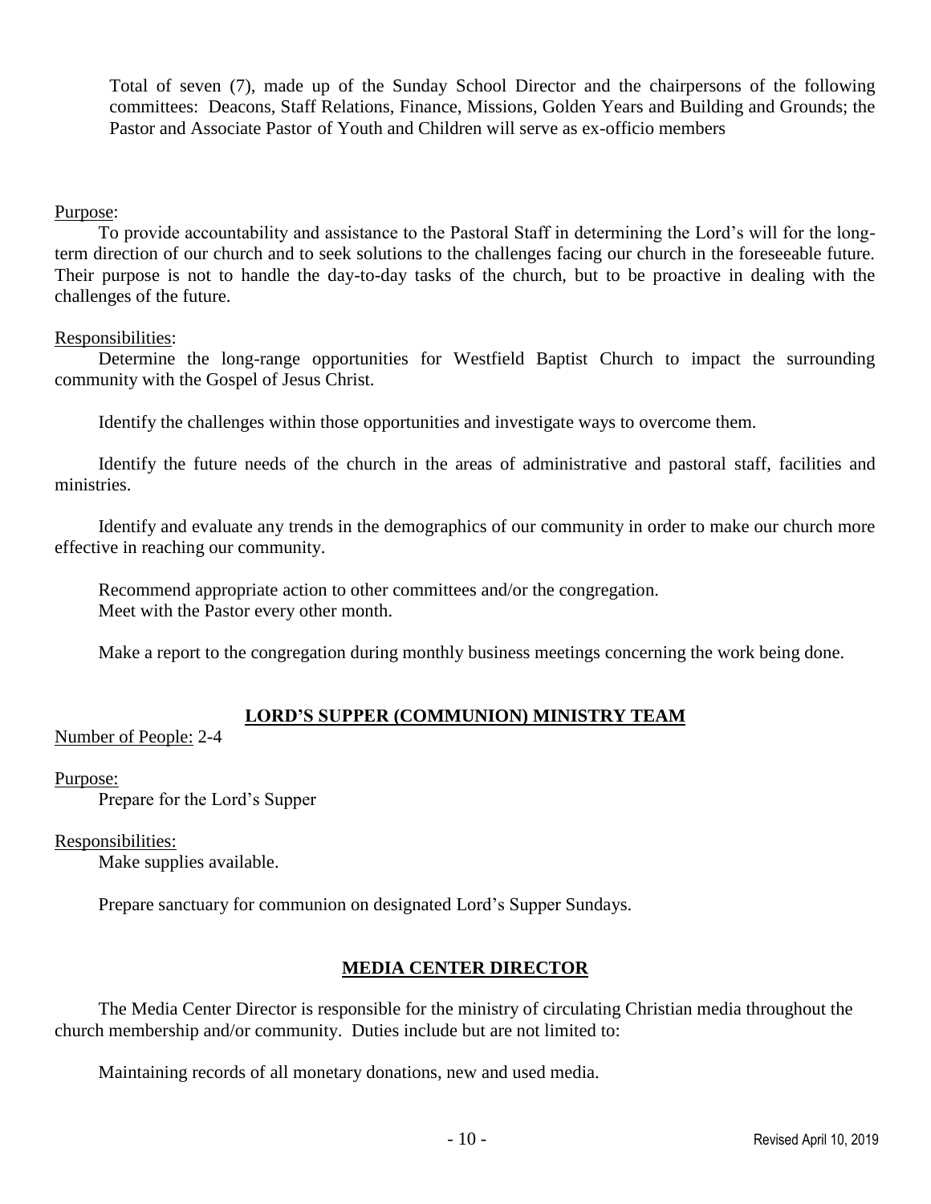Total of seven (7), made up of the Sunday School Director and the chairpersons of the following committees: Deacons, Staff Relations, Finance, Missions, Golden Years and Building and Grounds; the Pastor and Associate Pastor of Youth and Children will serve as ex-officio members

Purpose:

To provide accountability and assistance to the Pastoral Staff in determining the Lord's will for the long-term direction of our church and to seek solutions to the challenges facing our church in the foreseeable future. Their purpose is not to handle the day-to-day tasks of the church, but to be proactive in dealing with the challenges of the future.

Responsibilities:

Determine the long-range opportunities for Westfield Baptist Church to impact the surrounding community with the Gospel of Jesus Christ.

Identify the challenges within those opportunities and investigate ways to overcome them.

Identify the future needs of the church in the areas of administrative and pastoral staff, facilities and ministries.

Identify and evaluate any trends in the demographics of our community in order to make our church more effective in reaching our community.

Recommend appropriate action to other committees and/or the congregation.
Meet with the Pastor every other month.

Make a report to the congregation during monthly business meetings concerning the work being done.

## LORD'S SUPPER (COMMUNION) MINISTRY TEAM

Number of People: 2-4

Purpose:

Prepare for the Lord's Supper

Responsibilities:

Make supplies available.

Prepare sanctuary for communion on designated Lord's Supper Sundays.

## MEDIA CENTER DIRECTOR

The Media Center Director is responsible for the ministry of circulating Christian media throughout the church membership and/or community. Duties include but are not limited to:

Maintaining records of all monetary donations, new and used media.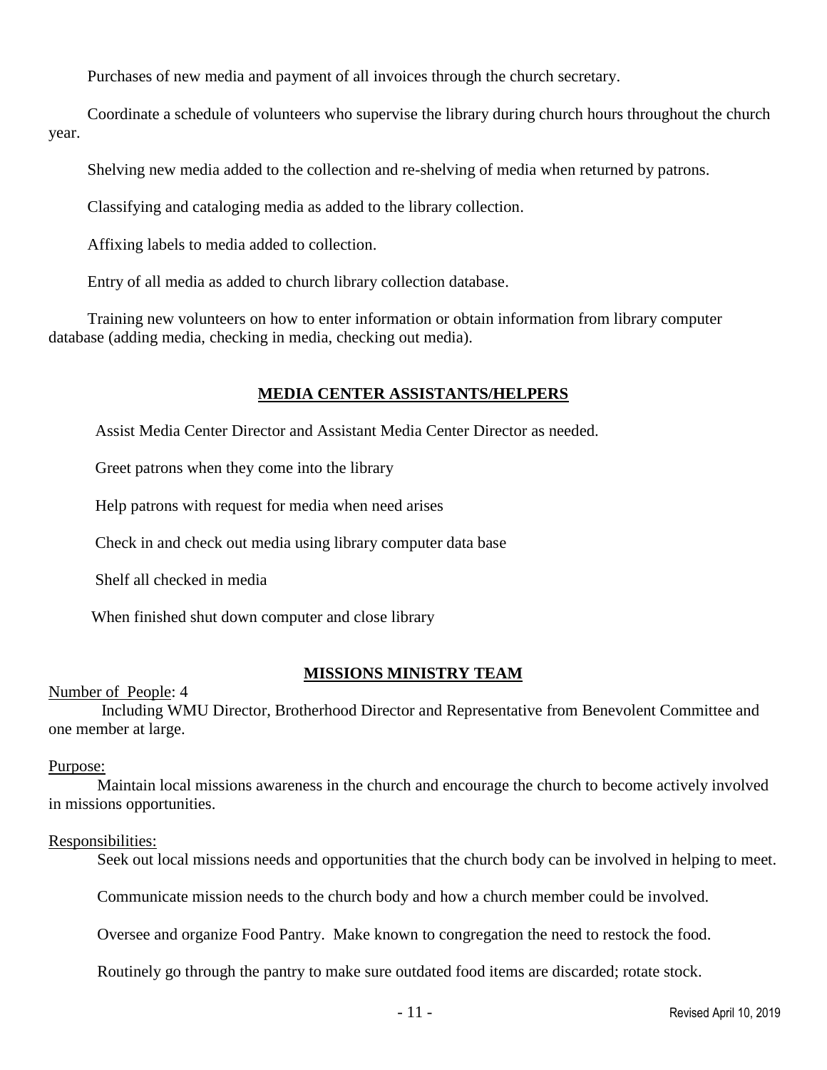Purchases of new media and payment of all invoices through the church secretary.

Coordinate a schedule of volunteers who supervise the library during church hours throughout the church year.

Shelving new media added to the collection and re-shelving of media when returned by patrons.

Classifying and cataloging media as added to the library collection.

Affixing labels to media added to collection.

Entry of all media as added to church library collection database.

Training new volunteers on how to enter information or obtain information from library computer database (adding media, checking in media, checking out media).

## MEDIA CENTER ASSISTANTS/HELPERS

Assist Media Center Director and Assistant Media Center Director as needed.

Greet patrons when they come into the library

Help patrons with request for media when need arises

Check in and check out media using library computer data base

Shelf all checked in media

When finished shut down computer and close library

## MISSIONS MINISTRY TEAM

Number of People: 4

Including WMU Director, Brotherhood Director and Representative from Benevolent Committee and one member at large.

Purpose:

Maintain local missions awareness in the church and encourage the church to become actively involved in missions opportunities.

Responsibilities:

Seek out local missions needs and opportunities that the church body can be involved in helping to meet.

Communicate mission needs to the church body and how a church member could be involved.

Oversee and organize Food Pantry. Make known to congregation the need to restock the food.

Routinely go through the pantry to make sure outdated food items are discarded; rotate stock.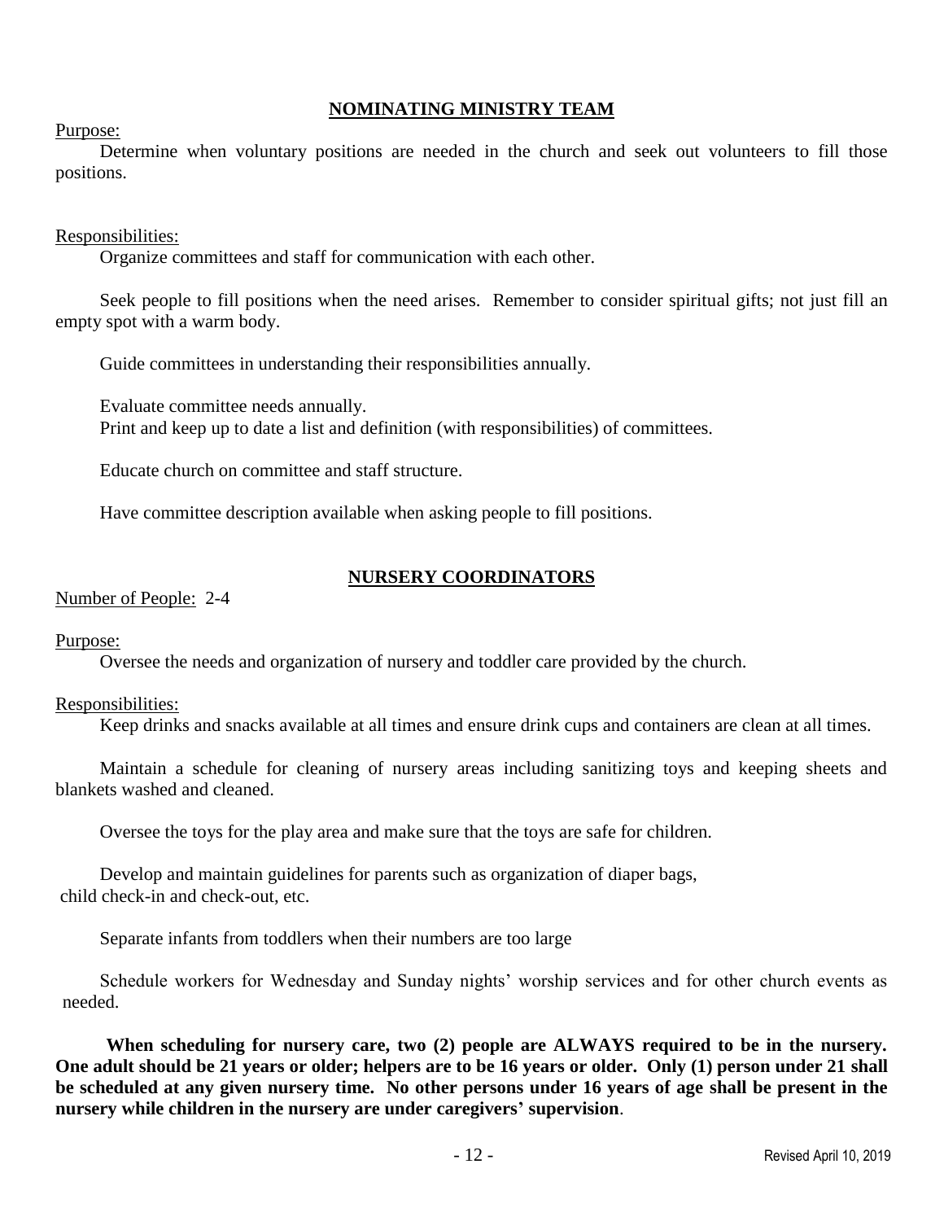## NOMINATING MINISTRY TEAM

Purpose:

Determine when voluntary positions are needed in the church and seek out volunteers to fill those positions.

Responsibilities:

Organize committees and staff for communication with each other.

Seek people to fill positions when the need arises. Remember to consider spiritual gifts; not just fill an empty spot with a warm body.

Guide committees in understanding their responsibilities annually.

Evaluate committee needs annually.
Print and keep up to date a list and definition (with responsibilities) of committees.

Educate church on committee and staff structure.

Have committee description available when asking people to fill positions.

## NURSERY COORDINATORS

Number of People: 2-4

Purpose:

Oversee the needs and organization of nursery and toddler care provided by the church.

Responsibilities:

Keep drinks and snacks available at all times and ensure drink cups and containers are clean at all times.

Maintain a schedule for cleaning of nursery areas including sanitizing toys and keeping sheets and blankets washed and cleaned.

Oversee the toys for the play area and make sure that the toys are safe for children.

Develop and maintain guidelines for parents such as organization of diaper bags, child check-in and check-out, etc.

Separate infants from toddlers when their numbers are too large

Schedule workers for Wednesday and Sunday nights' worship services and for other church events as needed.

**When scheduling for nursery care, two (2) people are ALWAYS required to be in the nursery. One adult should be 21 years or older; helpers are to be 16 years or older. Only (1) person under 21 shall be scheduled at any given nursery time. No other persons under 16 years of age shall be present in the nursery while children in the nursery are under caregivers' supervision**.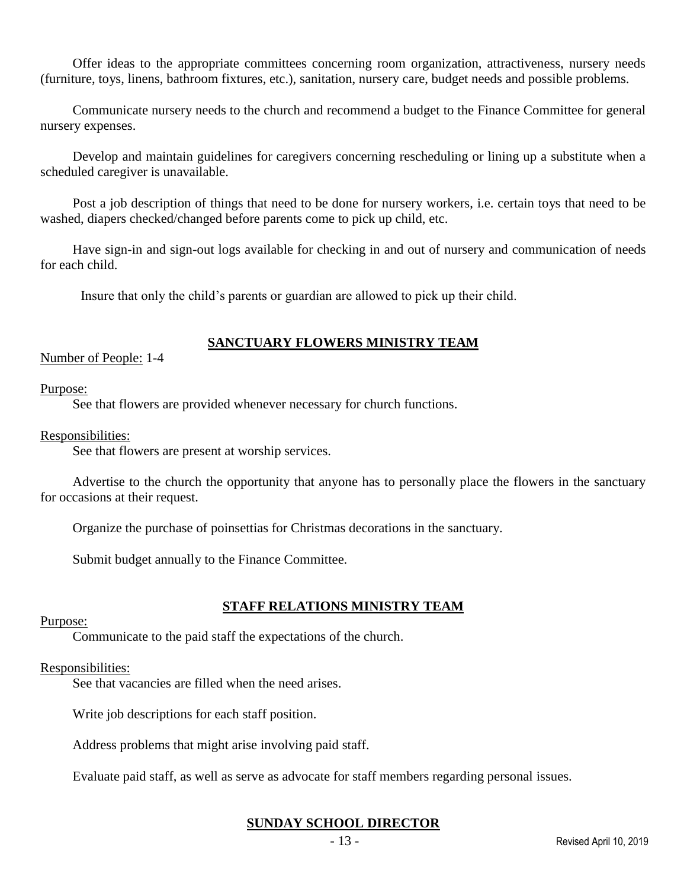Offer ideas to the appropriate committees concerning room organization, attractiveness, nursery needs (furniture, toys, linens, bathroom fixtures, etc.), sanitation, nursery care, budget needs and possible problems.

Communicate nursery needs to the church and recommend a budget to the Finance Committee for general nursery expenses.

Develop and maintain guidelines for caregivers concerning rescheduling or lining up a substitute when a scheduled caregiver is unavailable.

Post a job description of things that need to be done for nursery workers, i.e. certain toys that need to be washed, diapers checked/changed before parents come to pick up child, etc.

Have sign-in and sign-out logs available for checking in and out of nursery and communication of needs for each child.

Insure that only the child's parents or guardian are allowed to pick up their child.

## SANCTUARY FLOWERS MINISTRY TEAM

Number of People: 1-4

Purpose:

See that flowers are provided whenever necessary for church functions.

Responsibilities:

See that flowers are present at worship services.

Advertise to the church the opportunity that anyone has to personally place the flowers in the sanctuary for occasions at their request.

Organize the purchase of poinsettias for Christmas decorations in the sanctuary.

Submit budget annually to the Finance Committee.

## STAFF RELATIONS MINISTRY TEAM

Purpose:

Communicate to the paid staff the expectations of the church.

Responsibilities:

See that vacancies are filled when the need arises.

Write job descriptions for each staff position.

Address problems that might arise involving paid staff.

Evaluate paid staff, as well as serve as advocate for staff members regarding personal issues.

## SUNDAY SCHOOL DIRECTOR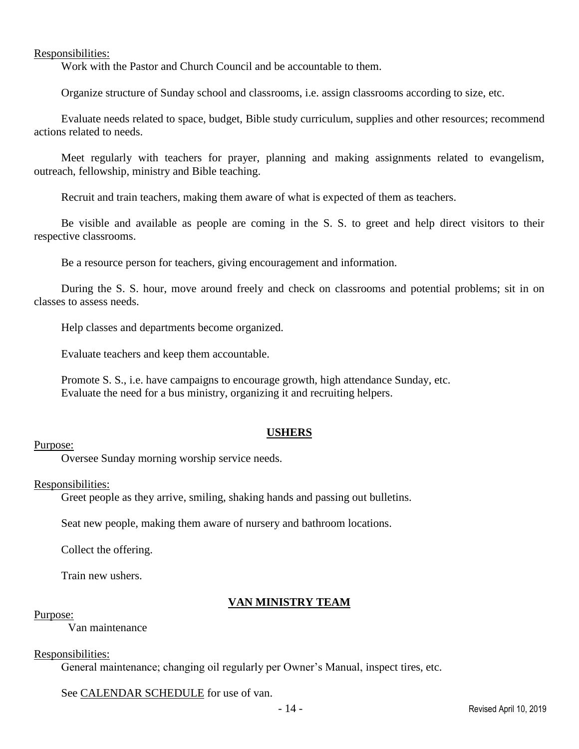Responsibilities:

Work with the Pastor and Church Council and be accountable to them.

Organize structure of Sunday school and classrooms, i.e. assign classrooms according to size, etc.

Evaluate needs related to space, budget, Bible study curriculum, supplies and other resources; recommend actions related to needs.

Meet regularly with teachers for prayer, planning and making assignments related to evangelism, outreach, fellowship, ministry and Bible teaching.

Recruit and train teachers, making them aware of what is expected of them as teachers.

Be visible and available as people are coming in the S. S. to greet and help direct visitors to their respective classrooms.

Be a resource person for teachers, giving encouragement and information.

During the S. S. hour, move around freely and check on classrooms and potential problems; sit in on classes to assess needs.

Help classes and departments become organized.

Evaluate teachers and keep them accountable.

Promote S. S., i.e. have campaigns to encourage growth, high attendance Sunday, etc.
Evaluate the need for a bus ministry, organizing it and recruiting helpers.

## USHERS

Purpose:

Oversee Sunday morning worship service needs.

Responsibilities:

Greet people as they arrive, smiling, shaking hands and passing out bulletins.

Seat new people, making them aware of nursery and bathroom locations.

Collect the offering.

Train new ushers.

## VAN MINISTRY TEAM

Purpose:

Van maintenance

Responsibilities:

General maintenance; changing oil regularly per Owner's Manual, inspect tires, etc.

See CALENDAR SCHEDULE for use of van.

Revised April 10, 2019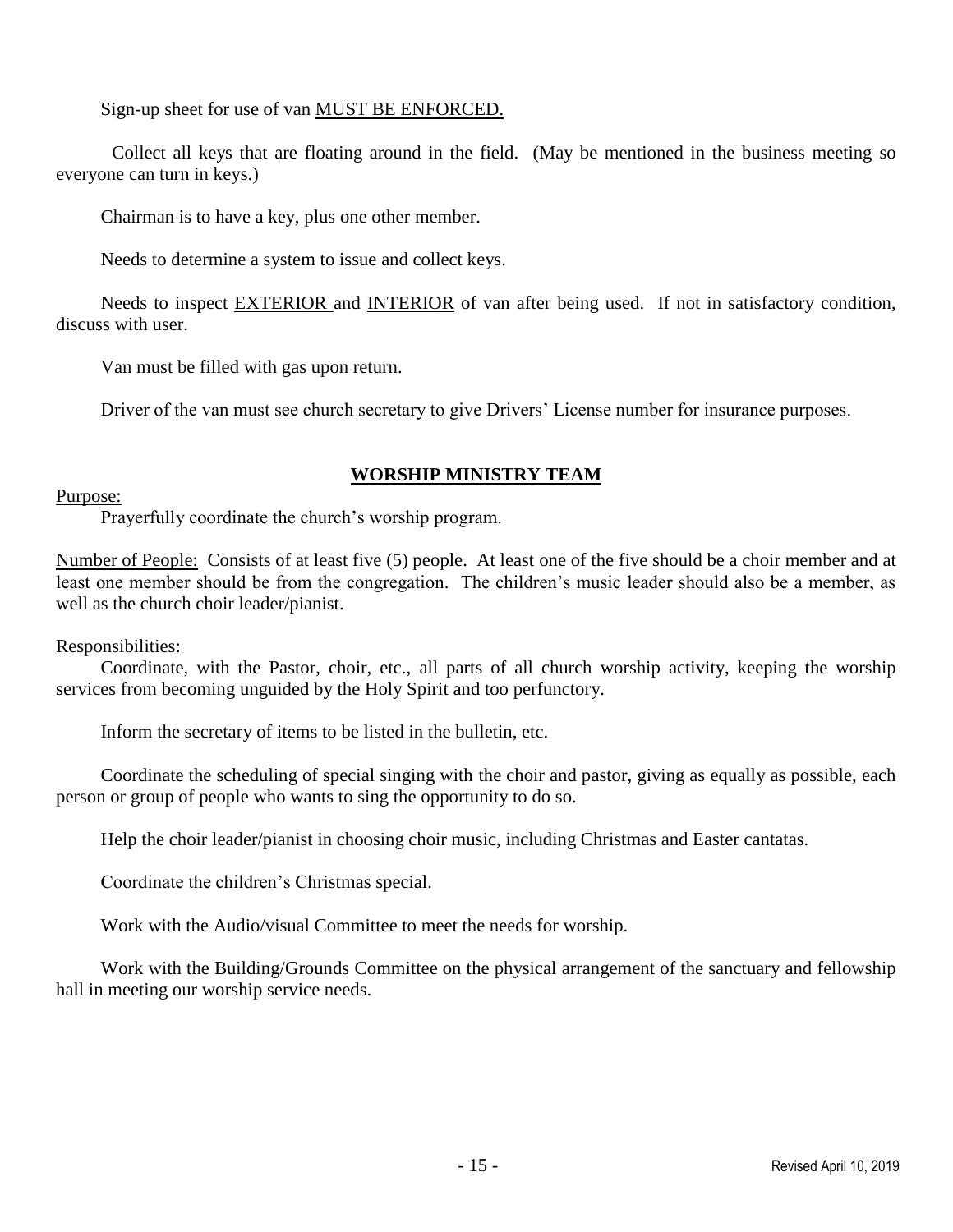Sign-up sheet for use of van MUST BE ENFORCED.

Collect all keys that are floating around in the field. (May be mentioned in the business meeting so everyone can turn in keys.)

Chairman is to have a key, plus one other member.

Needs to determine a system to issue and collect keys.

Needs to inspect EXTERIOR and INTERIOR of van after being used. If not in satisfactory condition, discuss with user.

Van must be filled with gas upon return.

Driver of the van must see church secretary to give Drivers' License number for insurance purposes.

## WORSHIP MINISTRY TEAM

Purpose:

Prayerfully coordinate the church's worship program.

Number of People: Consists of at least five (5) people. At least one of the five should be a choir member and at least one member should be from the congregation. The children's music leader should also be a member, as well as the church choir leader/pianist.

Responsibilities:

Coordinate, with the Pastor, choir, etc., all parts of all church worship activity, keeping the worship services from becoming unguided by the Holy Spirit and too perfunctory.

Inform the secretary of items to be listed in the bulletin, etc.

Coordinate the scheduling of special singing with the choir and pastor, giving as equally as possible, each person or group of people who wants to sing the opportunity to do so.

Help the choir leader/pianist in choosing choir music, including Christmas and Easter cantatas.

Coordinate the children's Christmas special.

Work with the Audio/visual Committee to meet the needs for worship.

Work with the Building/Grounds Committee on the physical arrangement of the sanctuary and fellowship hall in meeting our worship service needs.